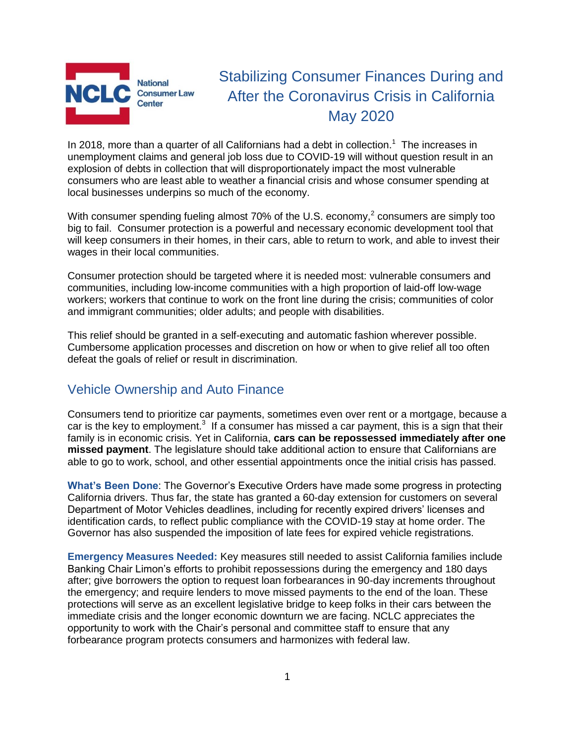# Stabilizing Consumer Finances During and After the Coronavirus Crisis in California

May 2020

In 2018, more than a quarter of all Californians had a debt in collection.[1] The increases in unemployment claims and general job loss due to COVID-19 will without question result in an explosion of debts in collection that will disproportionately impact the most vulnerable consumers who are least able to weather a financial crisis and whose consumer spending at local businesses underpins so much of the economy.

With consumer spending fueling almost 70% of the U.S. economy,[2] consumers are simply too big to fail. Consumer protection is a powerful and necessary economic development tool that will keep consumers in their homes, in their cars, able to return to work, and able to invest their wages in their local communities.

Consumer protection should be targeted where it is needed most: vulnerable consumers and communities, including low-income communities with a high proportion of laid-off low-wage workers; workers that continue to work on the front line during the crisis; communities of color and immigrant communities; older adults; and people with disabilities.

This relief should be granted in a self-executing and automatic fashion wherever possible. Cumbersome application processes and discretion on how or when to give relief all too often defeat the goals of relief or result in discrimination.

## Vehicle Ownership and Auto Finance

Consumers tend to prioritize car payments, sometimes even over rent or a mortgage, because a car is the key to employment.[3] If a consumer has missed a car payment, this is a sign that their family is in economic crisis. Yet in California, **cars can be repossessed immediately after one missed payment**. The legislature should take additional action to ensure that Californians are able to go to work, school, and other essential appointments once the initial crisis has passed.

**What's Been Done**: The Governor's Executive Orders have made some progress in protecting California drivers. Thus far, the state has granted a 60-day extension for customers on several Department of Motor Vehicles deadlines, including for recently expired drivers' licenses and identification cards, to reflect public compliance with the COVID-19 stay at home order. The Governor has also suspended the imposition of late fees for expired vehicle registrations.

**Emergency Measures Needed:** Key measures still needed to assist California families include Banking Chair Limon's efforts to prohibit repossessions during the emergency and 180 days after; give borrowers the option to request loan forbearances in 90-day increments throughout the emergency; and require lenders to move missed payments to the end of the loan. These protections will serve as an excellent legislative bridge to keep folks in their cars between the immediate crisis and the longer economic downturn we are facing. NCLC appreciates the opportunity to work with the Chair's personal and committee staff to ensure that any forbearance program protects consumers and harmonizes with federal law.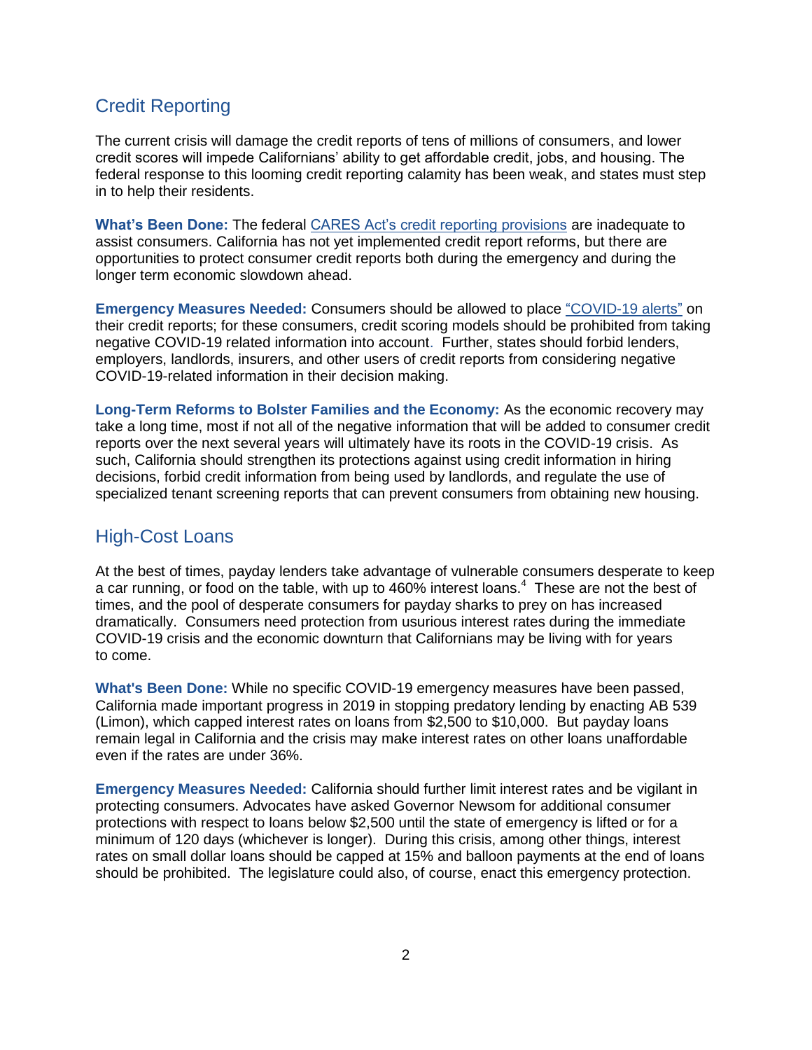## Credit Reporting

The current crisis will damage the credit reports of tens of millions of consumers, and lower credit scores will impede Californians' ability to get affordable credit, jobs, and housing. The federal response to this looming credit reporting calamity has been weak, and states must step in to help their residents.

**What's Been Done:** The federal CARES Act's credit reporting provisions are inadequate to assist consumers. California has not yet implemented credit report reforms, but there are opportunities to protect consumer credit reports both during the emergency and during the longer term economic slowdown ahead.

**Emergency Measures Needed:** Consumers should be allowed to place "COVID-19 alerts" on their credit reports; for these consumers, credit scoring models should be prohibited from taking negative COVID-19 related information into account. Further, states should forbid lenders, employers, landlords, insurers, and other users of credit reports from considering negative COVID-19-related information in their decision making.

**Long-Term Reforms to Bolster Families and the Economy:** As the economic recovery may take a long time, most if not all of the negative information that will be added to consumer credit reports over the next several years will ultimately have its roots in the COVID-19 crisis. As such, California should strengthen its protections against using credit information in hiring decisions, forbid credit information from being used by landlords, and regulate the use of specialized tenant screening reports that can prevent consumers from obtaining new housing.

## High-Cost Loans

At the best of times, payday lenders take advantage of vulnerable consumers desperate to keep a car running, or food on the table, with up to 460% interest loans.[4] These are not the best of times, and the pool of desperate consumers for payday sharks to prey on has increased dramatically. Consumers need protection from usurious interest rates during the immediate COVID-19 crisis and the economic downturn that Californians may be living with for years to come.

**What's Been Done:** While no specific COVID-19 emergency measures have been passed, California made important progress in 2019 in stopping predatory lending by enacting AB 539 (Limon), which capped interest rates on loans from $2,500 to $10,000. But payday loans remain legal in California and the crisis may make interest rates on other loans unaffordable even if the rates are under 36%.

**Emergency Measures Needed:** California should further limit interest rates and be vigilant in protecting consumers. Advocates have asked Governor Newsom for additional consumer protections with respect to loans below $2,500 until the state of emergency is lifted or for a minimum of 120 days (whichever is longer). During this crisis, among other things, interest rates on small dollar loans should be capped at 15% and balloon payments at the end of loans should be prohibited. The legislature could also, of course, enact this emergency protection.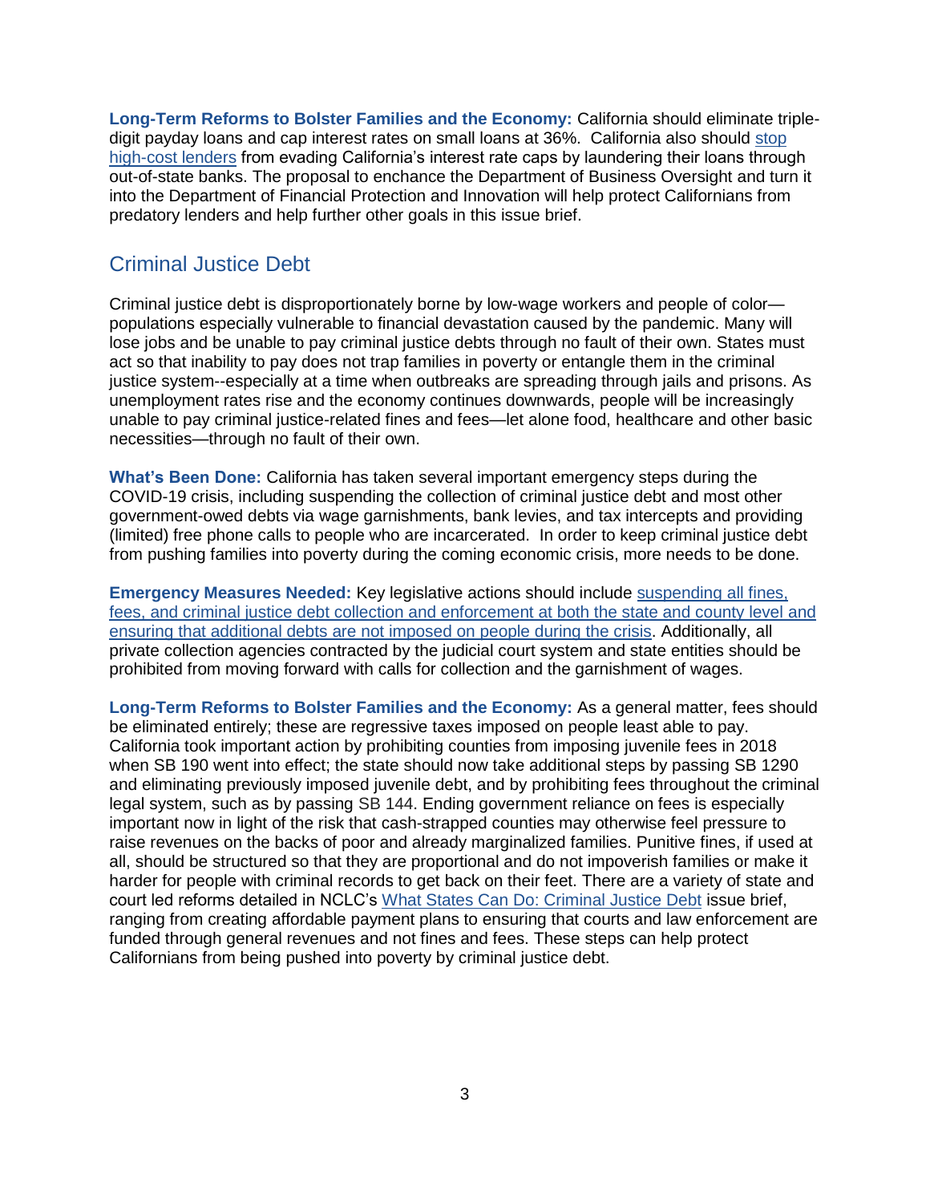**Long-Term Reforms to Bolster Families and the Economy:** California should eliminate triple-digit payday loans and cap interest rates on small loans at 36%. California also should [stop high-cost lenders]() from evading California's interest rate caps by laundering their loans through out-of-state banks. The proposal to enchance the Department of Business Oversight and turn it into the Department of Financial Protection and Innovation will help protect Californians from predatory lenders and help further other goals in this issue brief.

## Criminal Justice Debt

Criminal justice debt is disproportionately borne by low-wage workers and people of color—populations especially vulnerable to financial devastation caused by the pandemic. Many will lose jobs and be unable to pay criminal justice debts through no fault of their own. States must act so that inability to pay does not trap families in poverty or entangle them in the criminal justice system--especially at a time when outbreaks are spreading through jails and prisons. As unemployment rates rise and the economy continues downwards, people will be increasingly unable to pay criminal justice-related fines and fees—let alone food, healthcare and other basic necessities—through no fault of their own.

**What's Been Done:** California has taken several important emergency steps during the COVID-19 crisis, including suspending the collection of criminal justice debt and most other government-owed debts via wage garnishments, bank levies, and tax intercepts and providing (limited) free phone calls to people who are incarcerated. In order to keep criminal justice debt from pushing families into poverty during the coming economic crisis, more needs to be done.

**Emergency Measures Needed:** Key legislative actions should include [suspending all fines, fees, and criminal justice debt collection and enforcement at both the state and county level and ensuring that additional debts are not imposed on people during the crisis](). Additionally, all private collection agencies contracted by the judicial court system and state entities should be prohibited from moving forward with calls for collection and the garnishment of wages.

**Long-Term Reforms to Bolster Families and the Economy:** As a general matter, fees should be eliminated entirely; these are regressive taxes imposed on people least able to pay. California took important action by prohibiting counties from imposing juvenile fees in 2018 when SB 190 went into effect; the state should now take additional steps by passing SB 1290 and eliminating previously imposed juvenile debt, and by prohibiting fees throughout the criminal legal system, such as by passing SB 144. Ending government reliance on fees is especially important now in light of the risk that cash-strapped counties may otherwise feel pressure to raise revenues on the backs of poor and already marginalized families. Punitive fines, if used at all, should be structured so that they are proportional and do not impoverish families or make it harder for people with criminal records to get back on their feet. There are a variety of state and court led reforms detailed in NCLC's [What States Can Do: Criminal Justice Debt]() issue brief, ranging from creating affordable payment plans to ensuring that courts and law enforcement are funded through general revenues and not fines and fees. These steps can help protect Californians from being pushed into poverty by criminal justice debt.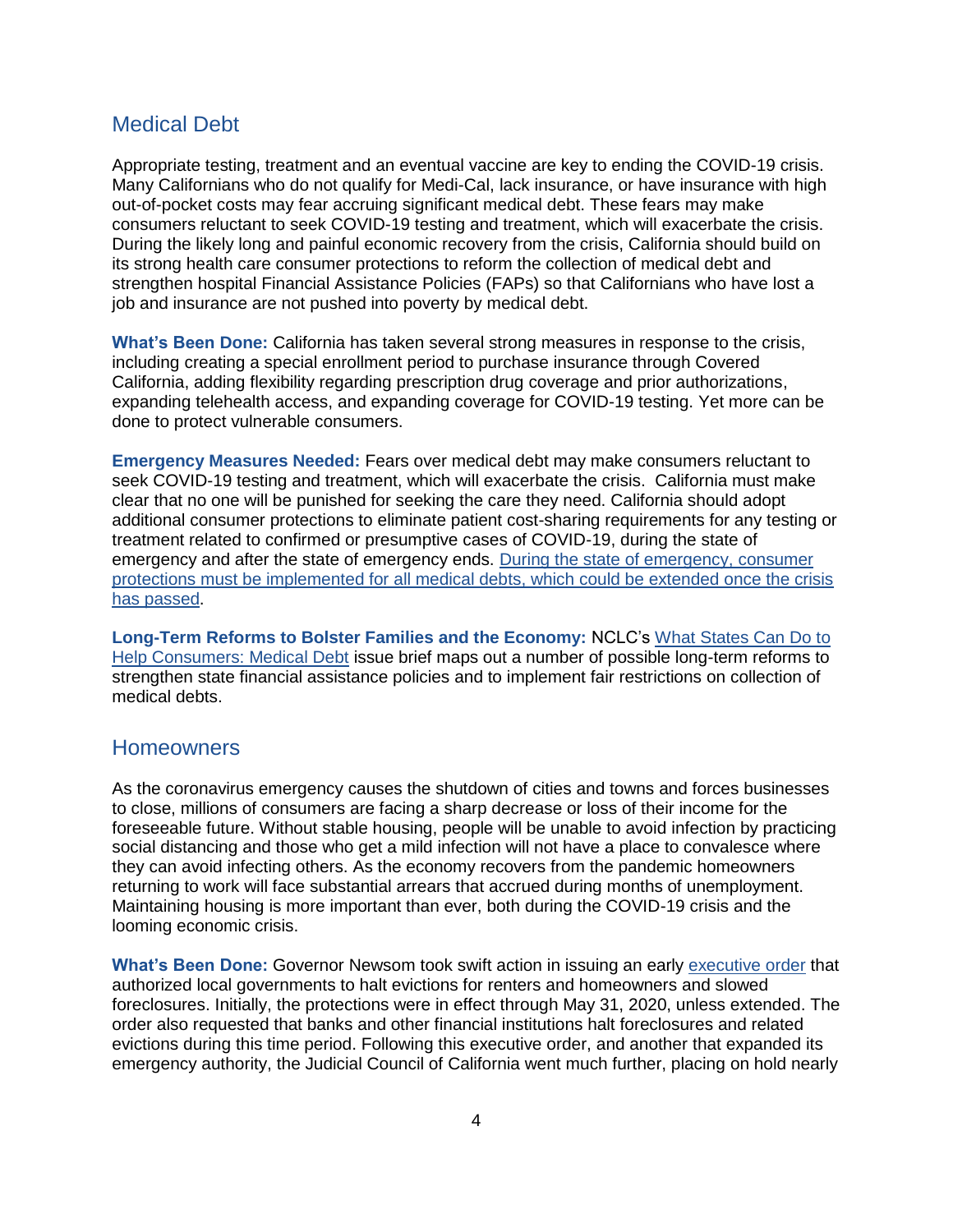## Medical Debt

Appropriate testing, treatment and an eventual vaccine are key to ending the COVID-19 crisis. Many Californians who do not qualify for Medi-Cal, lack insurance, or have insurance with high out-of-pocket costs may fear accruing significant medical debt. These fears may make consumers reluctant to seek COVID-19 testing and treatment, which will exacerbate the crisis. During the likely long and painful economic recovery from the crisis, California should build on its strong health care consumer protections to reform the collection of medical debt and strengthen hospital Financial Assistance Policies (FAPs) so that Californians who have lost a job and insurance are not pushed into poverty by medical debt.

**What's Been Done:** California has taken several strong measures in response to the crisis, including creating a special enrollment period to purchase insurance through Covered California, adding flexibility regarding prescription drug coverage and prior authorizations, expanding telehealth access, and expanding coverage for COVID-19 testing. Yet more can be done to protect vulnerable consumers.

**Emergency Measures Needed:** Fears over medical debt may make consumers reluctant to seek COVID-19 testing and treatment, which will exacerbate the crisis. California must make clear that no one will be punished for seeking the care they need. California should adopt additional consumer protections to eliminate patient cost-sharing requirements for any testing or treatment related to confirmed or presumptive cases of COVID-19, during the state of emergency and after the state of emergency ends. During the state of emergency, consumer protections must be implemented for all medical debts, which could be extended once the crisis has passed.

**Long-Term Reforms to Bolster Families and the Economy:** NCLC's What States Can Do to Help Consumers: Medical Debt issue brief maps out a number of possible long-term reforms to strengthen state financial assistance policies and to implement fair restrictions on collection of medical debts.

## Homeowners

As the coronavirus emergency causes the shutdown of cities and towns and forces businesses to close, millions of consumers are facing a sharp decrease or loss of their income for the foreseeable future. Without stable housing, people will be unable to avoid infection by practicing social distancing and those who get a mild infection will not have a place to convalesce where they can avoid infecting others. As the economy recovers from the pandemic homeowners returning to work will face substantial arrears that accrued during months of unemployment. Maintaining housing is more important than ever, both during the COVID-19 crisis and the looming economic crisis.

**What's Been Done:** Governor Newsom took swift action in issuing an early executive order that authorized local governments to halt evictions for renters and homeowners and slowed foreclosures. Initially, the protections were in effect through May 31, 2020, unless extended. The order also requested that banks and other financial institutions halt foreclosures and related evictions during this time period. Following this executive order, and another that expanded its emergency authority, the Judicial Council of California went much further, placing on hold nearly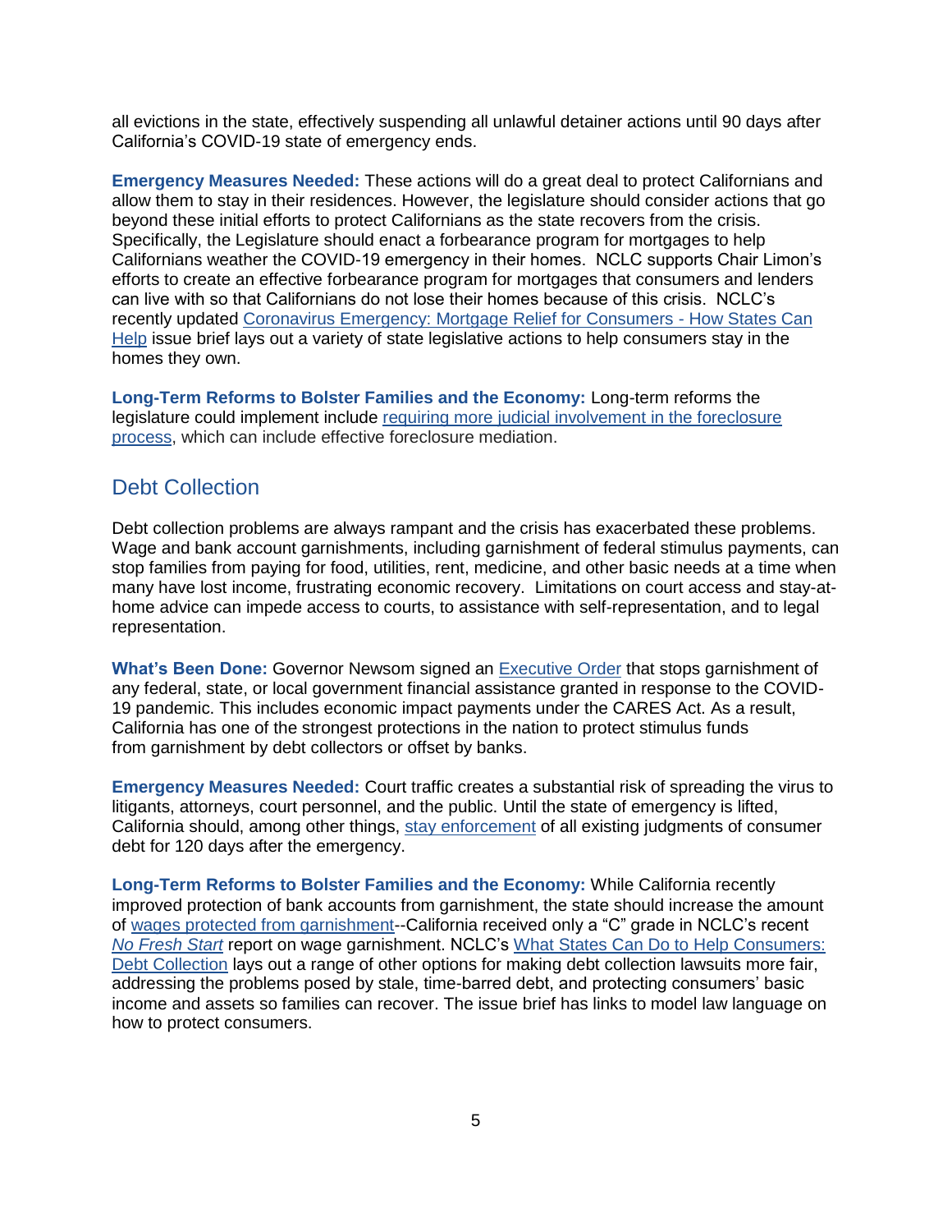all evictions in the state, effectively suspending all unlawful detainer actions until 90 days after California's COVID-19 state of emergency ends.

**Emergency Measures Needed:** These actions will do a great deal to protect Californians and allow them to stay in their residences. However, the legislature should consider actions that go beyond these initial efforts to protect Californians as the state recovers from the crisis. Specifically, the Legislature should enact a forbearance program for mortgages to help Californians weather the COVID-19 emergency in their homes. NCLC supports Chair Limon's efforts to create an effective forbearance program for mortgages that consumers and lenders can live with so that Californians do not lose their homes because of this crisis. NCLC's recently updated Coronavirus Emergency: Mortgage Relief for Consumers - How States Can Help issue brief lays out a variety of state legislative actions to help consumers stay in the homes they own.

**Long-Term Reforms to Bolster Families and the Economy:** Long-term reforms the legislature could implement include requiring more judicial involvement in the foreclosure process, which can include effective foreclosure mediation.

## Debt Collection

Debt collection problems are always rampant and the crisis has exacerbated these problems. Wage and bank account garnishments, including garnishment of federal stimulus payments, can stop families from paying for food, utilities, rent, medicine, and other basic needs at a time when many have lost income, frustrating economic recovery. Limitations on court access and stay-at-home advice can impede access to courts, to assistance with self-representation, and to legal representation.

**What's Been Done:** Governor Newsom signed an Executive Order that stops garnishment of any federal, state, or local government financial assistance granted in response to the COVID-19 pandemic. This includes economic impact payments under the CARES Act. As a result, California has one of the strongest protections in the nation to protect stimulus funds from garnishment by debt collectors or offset by banks.

**Emergency Measures Needed:** Court traffic creates a substantial risk of spreading the virus to litigants, attorneys, court personnel, and the public. Until the state of emergency is lifted, California should, among other things, stay enforcement of all existing judgments of consumer debt for 120 days after the emergency.

**Long-Term Reforms to Bolster Families and the Economy:** While California recently improved protection of bank accounts from garnishment, the state should increase the amount of wages protected from garnishment--California received only a "C" grade in NCLC's recent *No Fresh Start* report on wage garnishment. NCLC's What States Can Do to Help Consumers: Debt Collection lays out a range of other options for making debt collection lawsuits more fair, addressing the problems posed by stale, time-barred debt, and protecting consumers' basic income and assets so families can recover. The issue brief has links to model law language on how to protect consumers.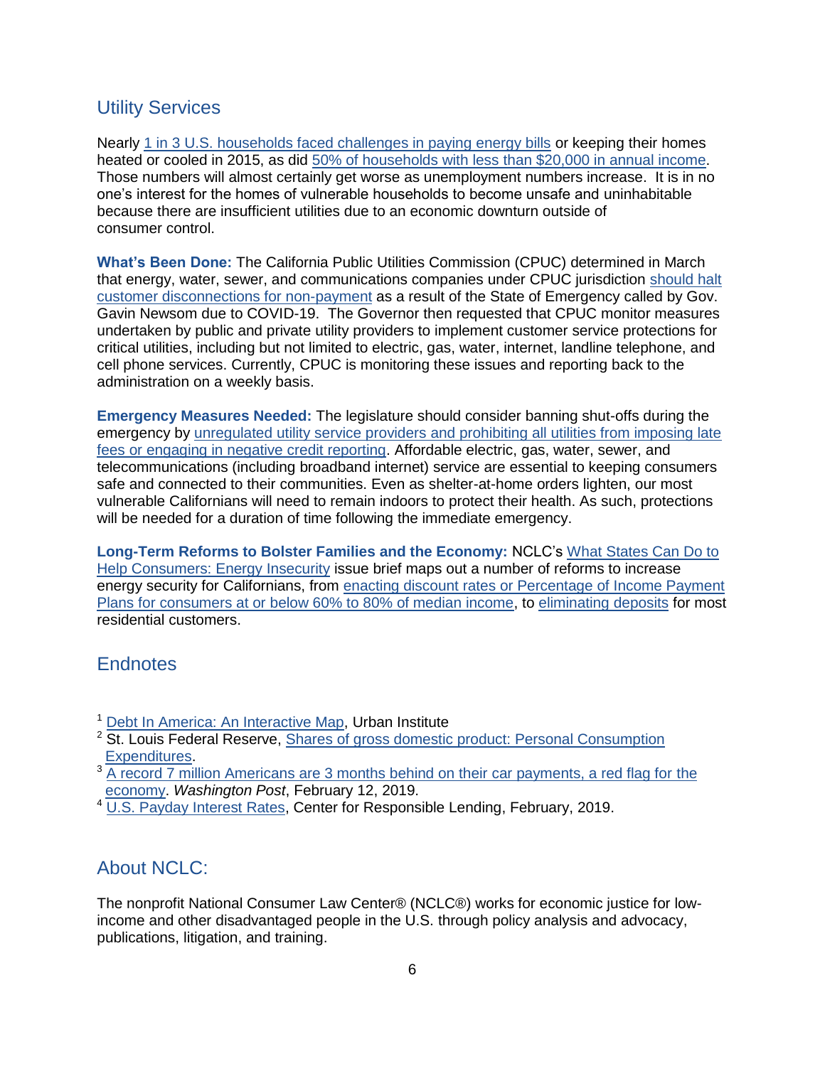## Utility Services

Nearly 1 in 3 U.S. households faced challenges in paying energy bills or keeping their homes heated or cooled in 2015, as did 50% of households with less than $20,000 in annual income. Those numbers will almost certainly get worse as unemployment numbers increase. It is in no one's interest for the homes of vulnerable households to become unsafe and uninhabitable because there are insufficient utilities due to an economic downturn outside of consumer control.

**What's Been Done:** The California Public Utilities Commission (CPUC) determined in March that energy, water, sewer, and communications companies under CPUC jurisdiction should halt customer disconnections for non-payment as a result of the State of Emergency called by Gov. Gavin Newsom due to COVID-19. The Governor then requested that CPUC monitor measures undertaken by public and private utility providers to implement customer service protections for critical utilities, including but not limited to electric, gas, water, internet, landline telephone, and cell phone services. Currently, CPUC is monitoring these issues and reporting back to the administration on a weekly basis.

**Emergency Measures Needed:** The legislature should consider banning shut-offs during the emergency by unregulated utility service providers and prohibiting all utilities from imposing late fees or engaging in negative credit reporting. Affordable electric, gas, water, sewer, and telecommunications (including broadband internet) service are essential to keeping consumers safe and connected to their communities. Even as shelter-at-home orders lighten, our most vulnerable Californians will need to remain indoors to protect their health. As such, protections will be needed for a duration of time following the immediate emergency.

**Long-Term Reforms to Bolster Families and the Economy:** NCLC's What States Can Do to Help Consumers: Energy Insecurity issue brief maps out a number of reforms to increase energy security for Californians, from enacting discount rates or Percentage of Income Payment Plans for consumers at or below 60% to 80% of median income, to eliminating deposits for most residential customers.

## Endnotes

[1] Debt In America: An Interactive Map, Urban Institute

[2] St. Louis Federal Reserve, Shares of gross domestic product: Personal Consumption Expenditures.

[3] A record 7 million Americans are 3 months behind on their car payments, a red flag for the economy. *Washington Post*, February 12, 2019.

[4] U.S. Payday Interest Rates, Center for Responsible Lending, February, 2019.

## About NCLC:

The nonprofit National Consumer Law Center® (NCLC®) works for economic justice for low-income and other disadvantaged people in the U.S. through policy analysis and advocacy, publications, litigation, and training.